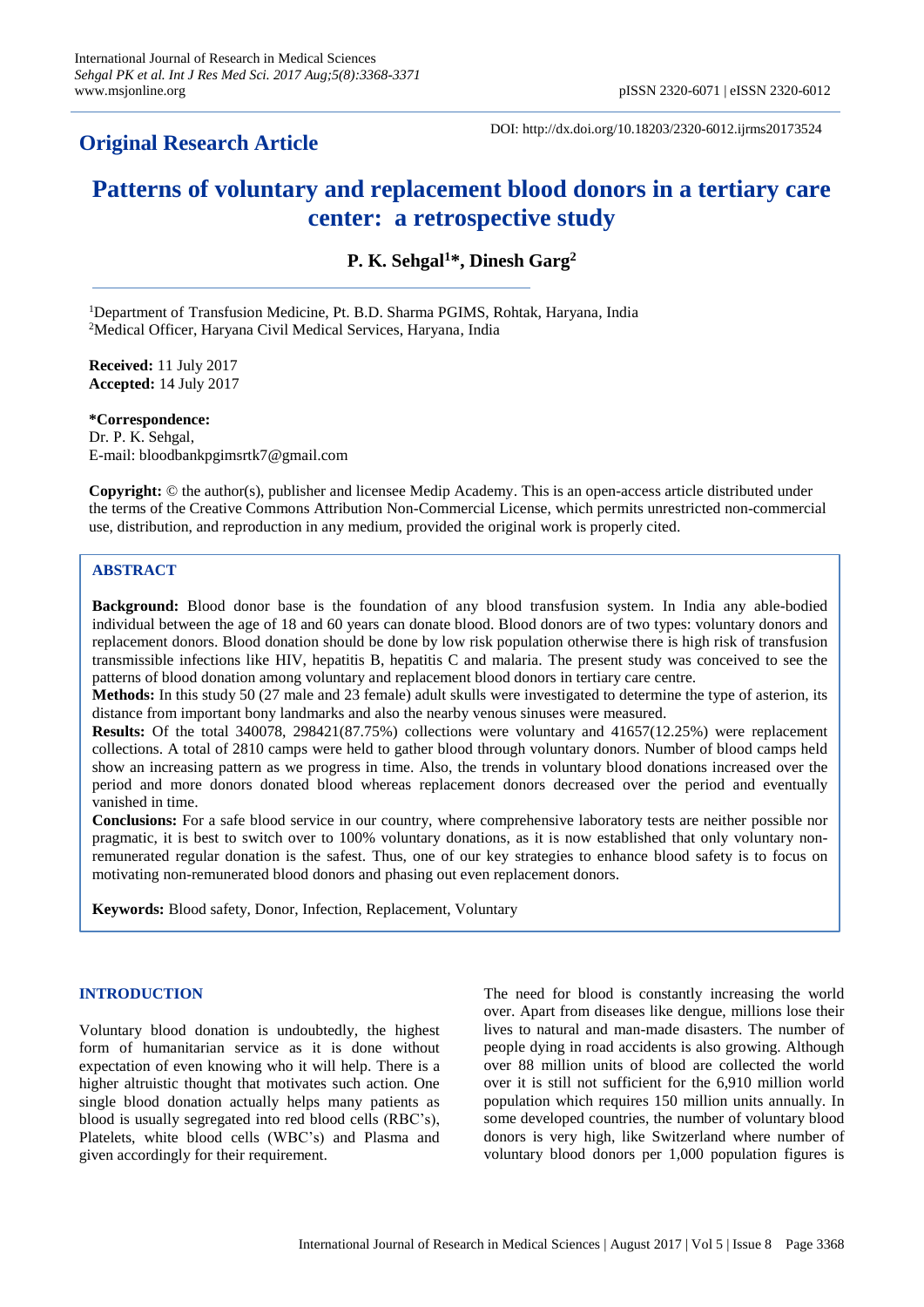**Original Research Article**

DOI: http://dx.doi.org/10.18203/2320-6012.ijrms20173524

# Patterns of voluntary and replacement blood donors in a tertiary care center: a retrospective study

**P. K. Sehgal[1]*, Dinesh Garg[2]**

[1]Department of Transfusion Medicine, Pt. B.D. Sharma PGIMS, Rohtak, Haryana, India
[2]Medical Officer, Haryana Civil Medical Services, Haryana, India

**Received:** 11 July 2017
**Accepted:** 14 July 2017

**\*Correspondence:**
Dr. P. K. Sehgal,
E-mail: bloodbankpgimsrtk7@gmail.com

**Copyright:** © the author(s), publisher and licensee Medip Academy. This is an open-access article distributed under the terms of the Creative Commons Attribution Non-Commercial License, which permits unrestricted non-commercial use, distribution, and reproduction in any medium, provided the original work is properly cited.

## ABSTRACT

**Background:** Blood donor base is the foundation of any blood transfusion system. In India any able-bodied individual between the age of 18 and 60 years can donate blood. Blood donors are of two types: voluntary donors and replacement donors. Blood donation should be done by low risk population otherwise there is high risk of transfusion transmissible infections like HIV, hepatitis B, hepatitis C and malaria. The present study was conceived to see the patterns of blood donation among voluntary and replacement blood donors in tertiary care centre.

**Methods:** In this study 50 (27 male and 23 female) adult skulls were investigated to determine the type of asterion, its distance from important bony landmarks and also the nearby venous sinuses were measured.

**Results:** Of the total 340078, 298421(87.75%) collections were voluntary and 41657(12.25%) were replacement collections. A total of 2810 camps were held to gather blood through voluntary donors. Number of blood camps held show an increasing pattern as we progress in time. Also, the trends in voluntary blood donations increased over the period and more donors donated blood whereas replacement donors decreased over the period and eventually vanished in time.

**Conclusions:** For a safe blood service in our country, where comprehensive laboratory tests are neither possible nor pragmatic, it is best to switch over to 100% voluntary donations, as it is now established that only voluntary non-remunerated regular donation is the safest. Thus, one of our key strategies to enhance blood safety is to focus on motivating non-remunerated blood donors and phasing out even replacement donors.

**Keywords:** Blood safety, Donor, Infection, Replacement, Voluntary

## INTRODUCTION

Voluntary blood donation is undoubtedly, the highest form of humanitarian service as it is done without expectation of even knowing who it will help. There is a higher altruistic thought that motivates such action. One single blood donation actually helps many patients as blood is usually segregated into red blood cells (RBC's), Platelets, white blood cells (WBC's) and Plasma and given accordingly for their requirement.

The need for blood is constantly increasing the world over. Apart from diseases like dengue, millions lose their lives to natural and man-made disasters. The number of people dying in road accidents is also growing. Although over 88 million units of blood are collected the world over it is still not sufficient for the 6,910 million world population which requires 150 million units annually. In some developed countries, the number of voluntary blood donors is very high, like Switzerland where number of voluntary blood donors per 1,000 population figures is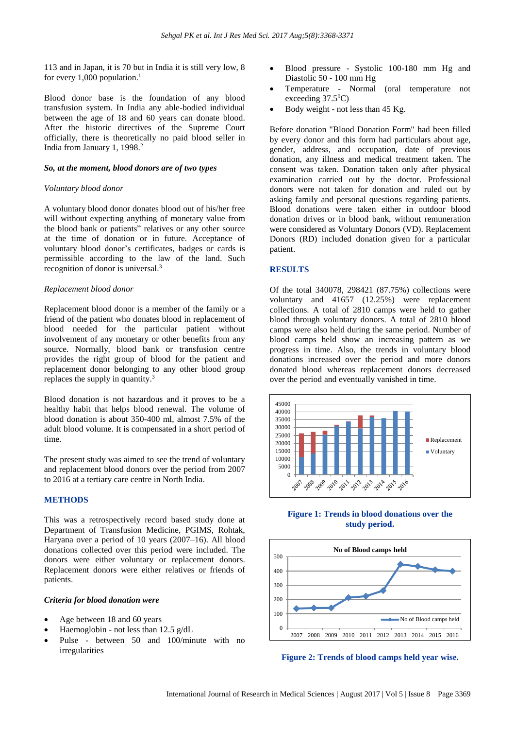113 and in Japan, it is 70 but in India it is still very low, 8 for every 1,000 population.[1]

Blood donor base is the foundation of any blood transfusion system. In India any able-bodied individual between the age of 18 and 60 years can donate blood. After the historic directives of the Supreme Court officially, there is theoretically no paid blood seller in India from January 1, 1998.[2]

***So, at the moment, blood donors are of two types***

*Voluntary blood donor*

A voluntary blood donor donates blood out of his/her free will without expecting anything of monetary value from the blood bank or patients" relatives or any other source at the time of donation or in future. Acceptance of voluntary blood donor's certificates, badges or cards is permissible according to the law of the land. Such recognition of donor is universal.[3]

*Replacement blood donor*

Replacement blood donor is a member of the family or a friend of the patient who donates blood in replacement of blood needed for the particular patient without involvement of any monetary or other benefits from any source. Normally, blood bank or transfusion centre provides the right group of blood for the patient and replacement donor belonging to any other blood group replaces the supply in quantity.[3]

Blood donation is not hazardous and it proves to be a healthy habit that helps blood renewal. The volume of blood donation is about 350-400 ml, almost 7.5% of the adult blood volume. It is compensated in a short period of time.

The present study was aimed to see the trend of voluntary and replacement blood donors over the period from 2007 to 2016 at a tertiary care centre in North India.

## METHODS

This was a retrospectively record based study done at Department of Transfusion Medicine, PGIMS, Rohtak, Haryana over a period of 10 years (2007–16). All blood donations collected over this period were included. The donors were either voluntary or replacement donors. Replacement donors were either relatives or friends of patients.

***Criteria for blood donation were***

- Age between 18 and 60 years
- Haemoglobin - not less than 12.5 g/dL
- Pulse - between 50 and 100/minute with no irregularities
- Blood pressure - Systolic 100-180 mm Hg and Diastolic 50 - 100 mm Hg
- Temperature - Normal (oral temperature not exceeding 37.5$^0$C)
- Body weight - not less than 45 Kg.

Before donation "Blood Donation Form" had been filled by every donor and this form had particulars about age, gender, address, and occupation, date of previous donation, any illness and medical treatment taken. The consent was taken. Donation taken only after physical examination carried out by the doctor. Professional donors were not taken for donation and ruled out by asking family and personal questions regarding patients. Blood donations were taken either in outdoor blood donation drives or in blood bank, without remuneration were considered as Voluntary Donors (VD). Replacement Donors (RD) included donation given for a particular patient.

## RESULTS

Of the total 340078, 298421 (87.75%) collections were voluntary and 41657 (12.25%) were replacement collections. A total of 2810 camps were held to gather blood through voluntary donors. A total of 2810 blood camps were also held during the same period. Number of blood camps held show an increasing pattern as we progress in time. Also, the trends in voluntary blood donations increased over the period and more donors donated blood whereas replacement donors decreased over the period and eventually vanished in time.

45000
40000
35000
30000
25000
20000
15000
10000
5000
0
2007 2008 2009 2010 2011 2012 2013 2014 2015 2016
Replacement
Voluntary

**Figure 1: Trends in blood donations over the study period.**

No of Blood camps held
500
400
300
200
100
0
2007 2008 2009 2010 2011 2012 2013 2014 2015 2016
No of Blood camps held

**Figure 2: Trends of blood camps held year wise.**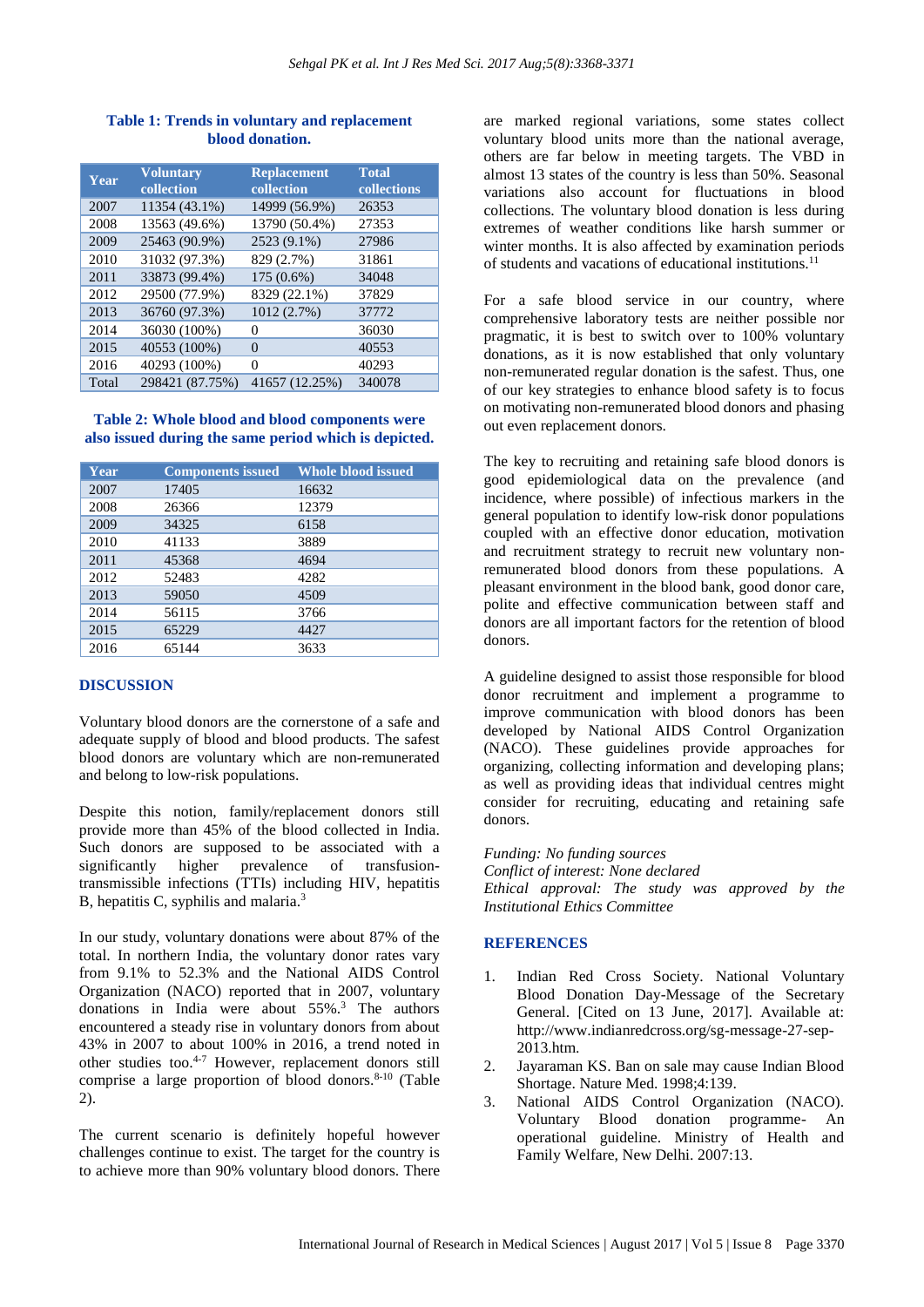**Table 1: Trends in voluntary and replacement blood donation.**

| Year | Voluntary collection | Replacement collection | Total collections |
|---|---|---|---|
| 2007 | 11354 (43.1%) | 14999 (56.9%) | 26353 |
| 2008 | 13563 (49.6%) | 13790 (50.4%) | 27353 |
| 2009 | 25463 (90.9%) | 2523 (9.1%) | 27986 |
| 2010 | 31032 (97.3%) | 829 (2.7%) | 31861 |
| 2011 | 33873 (99.4%) | 175 (0.6%) | 34048 |
| 2012 | 29500 (77.9%) | 8329 (22.1%) | 37829 |
| 2013 | 36760 (97.3%) | 1012 (2.7%) | 37772 |
| 2014 | 36030 (100%) | 0 | 36030 |
| 2015 | 40553 (100%) | 0 | 40553 |
| 2016 | 40293 (100%) | 0 | 40293 |
| Total | 298421 (87.75%) | 41657 (12.25%) | 340078 |

**Table 2: Whole blood and blood components were also issued during the same period which is depicted.**

| Year | Components issued | Whole blood issued |
|---|---|---|
| 2007 | 17405 | 16632 |
| 2008 | 26366 | 12379 |
| 2009 | 34325 | 6158 |
| 2010 | 41133 | 3889 |
| 2011 | 45368 | 4694 |
| 2012 | 52483 | 4282 |
| 2013 | 59050 | 4509 |
| 2014 | 56115 | 3766 |
| 2015 | 65229 | 4427 |
| 2016 | 65144 | 3633 |

## DISCUSSION

Voluntary blood donors are the cornerstone of a safe and adequate supply of blood and blood products. The safest blood donors are voluntary which are non-remunerated and belong to low-risk populations.

Despite this notion, family/replacement donors still provide more than 45% of the blood collected in India. Such donors are supposed to be associated with a significantly higher prevalence of transfusion-transmissible infections (TTIs) including HIV, hepatitis B, hepatitis C, syphilis and malaria.[3]

In our study, voluntary donations were about 87% of the total. In northern India, the voluntary donor rates vary from 9.1% to 52.3% and the National AIDS Control Organization (NACO) reported that in 2007, voluntary donations in India were about 55%.[3] The authors encountered a steady rise in voluntary donors from about 43% in 2007 to about 100% in 2016, a trend noted in other studies too.[4-7] However, replacement donors still comprise a large proportion of blood donors.[8-10] (Table 2).

The current scenario is definitely hopeful however challenges continue to exist. The target for the country is to achieve more than 90% voluntary blood donors. There are marked regional variations, some states collect voluntary blood units more than the national average, others are far below in meeting targets. The VBD in almost 13 states of the country is less than 50%. Seasonal variations also account for fluctuations in blood collections. The voluntary blood donation is less during extremes of weather conditions like harsh summer or winter months. It is also affected by examination periods of students and vacations of educational institutions.[11]

For a safe blood service in our country, where comprehensive laboratory tests are neither possible nor pragmatic, it is best to switch over to 100% voluntary donations, as it is now established that only voluntary non-remunerated regular donation is the safest. Thus, one of our key strategies to enhance blood safety is to focus on motivating non-remunerated blood donors and phasing out even replacement donors.

The key to recruiting and retaining safe blood donors is good epidemiological data on the prevalence (and incidence, where possible) of infectious markers in the general population to identify low-risk donor populations coupled with an effective donor education, motivation and recruitment strategy to recruit new voluntary non-remunerated blood donors from these populations. A pleasant environment in the blood bank, good donor care, polite and effective communication between staff and donors are all important factors for the retention of blood donors.

A guideline designed to assist those responsible for blood donor recruitment and implement a programme to improve communication with blood donors has been developed by National AIDS Control Organization (NACO). These guidelines provide approaches for organizing, collecting information and developing plans; as well as providing ideas that individual centres might consider for recruiting, educating and retaining safe donors.

*Funding: No funding sources*
*Conflict of interest: None declared*
*Ethical approval: The study was approved by the Institutional Ethics Committee*

## REFERENCES

1. Indian Red Cross Society. National Voluntary Blood Donation Day-Message of the Secretary General. [Cited on 13 June, 2017]. Available at: http://www.indianredcross.org/sg-message-27-sep-2013.htm.
2. Jayaraman KS. Ban on sale may cause Indian Blood Shortage. Nature Med. 1998;4:139.
3. National AIDS Control Organization (NACO). Voluntary Blood donation programme- An operational guideline. Ministry of Health and Family Welfare, New Delhi. 2007:13.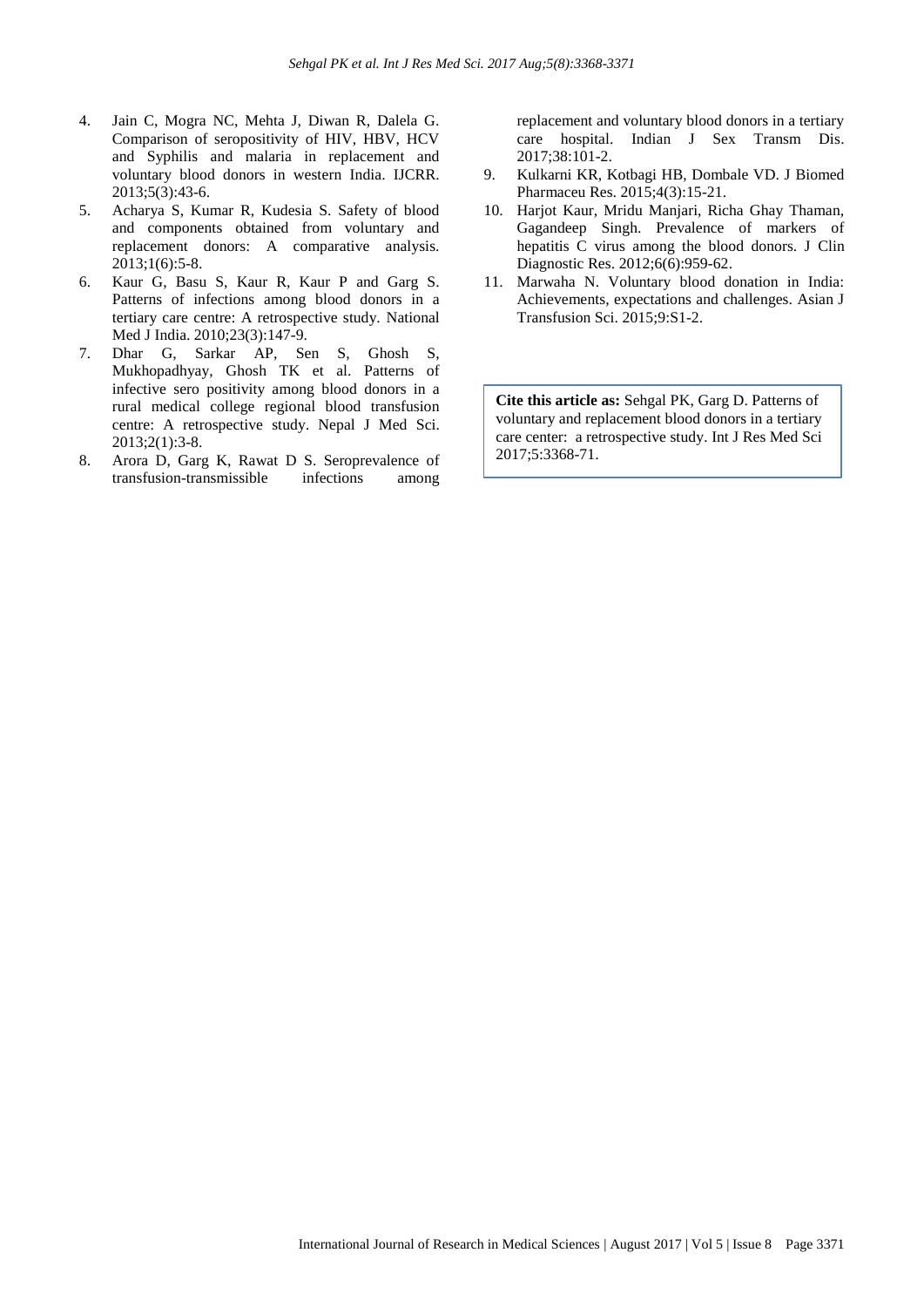4. Jain C, Mogra NC, Mehta J, Diwan R, Dalela G. Comparison of seropositivity of HIV, HBV, HCV and Syphilis and malaria in replacement and voluntary blood donors in western India. IJCRR. 2013;5(3):43-6.
5. Acharya S, Kumar R, Kudesia S. Safety of blood and components obtained from voluntary and replacement donors: A comparative analysis. 2013;1(6):5-8.
6. Kaur G, Basu S, Kaur R, Kaur P and Garg S. Patterns of infections among blood donors in a tertiary care centre: A retrospective study. National Med J India. 2010;23(3):147-9.
7. Dhar G, Sarkar AP, Sen S, Ghosh S, Mukhopadhyay, Ghosh TK et al. Patterns of infective sero positivity among blood donors in a rural medical college regional blood transfusion centre: A retrospective study. Nepal J Med Sci. 2013;2(1):3-8.
8. Arora D, Garg K, Rawat D S. Seroprevalence of transfusion-transmissible infections among replacement and voluntary blood donors in a tertiary care hospital. Indian J Sex Transm Dis. 2017;38:101-2.
9. Kulkarni KR, Kotbagi HB, Dombale VD. J Biomed Pharmaceu Res. 2015;4(3):15-21.
10. Harjot Kaur, Mridu Manjari, Richa Ghay Thaman, Gagandeep Singh. Prevalence of markers of hepatitis C virus among the blood donors. J Clin Diagnostic Res. 2012;6(6):959-62.
11. Marwaha N. Voluntary blood donation in India: Achievements, expectations and challenges. Asian J Transfusion Sci. 2015;9:S1-2.

**Cite this article as:** Sehgal PK, Garg D. Patterns of voluntary and replacement blood donors in a tertiary care center: a retrospective study. Int J Res Med Sci 2017;5:3368-71.